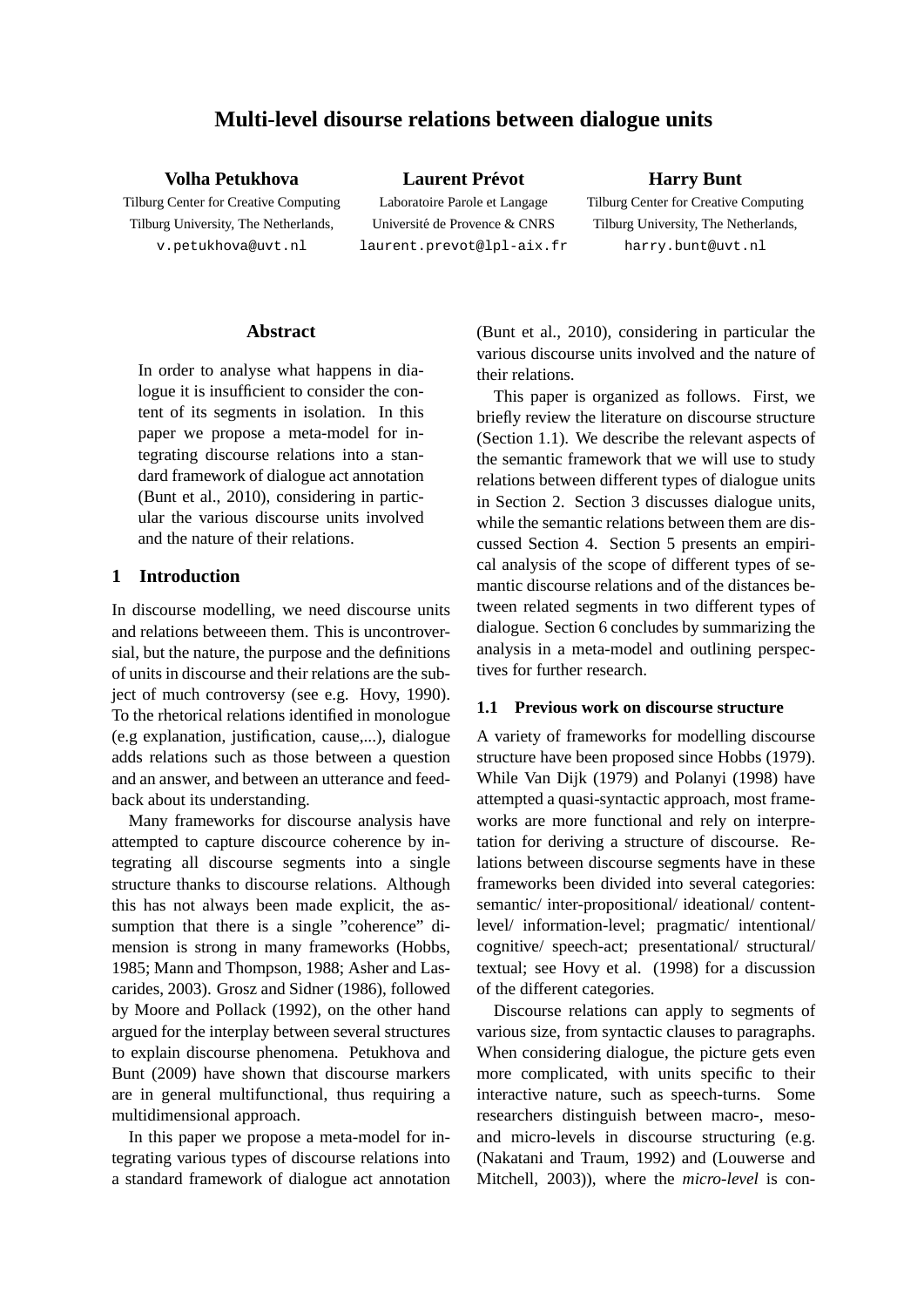# Multi-level disourse relations between dialogue units

**Volha Petukhova**
Tilburg Center for Creative Computing
Tilburg University, The Netherlands,
v.petukhova@uvt.nl

**Laurent Prévot**
Laboratoire Parole et Langage
Université de Provence & CNRS
laurent.prevot@lpl-aix.fr

**Harry Bunt**
Tilburg Center for Creative Computing
Tilburg University, The Netherlands,
harry.bunt@uvt.nl

## Abstract

In order to analyse what happens in dialogue it is insufficient to consider the content of its segments in isolation. In this paper we propose a meta-model for integrating discourse relations into a standard framework of dialogue act annotation (Bunt et al., 2010), considering in particular the various discourse units involved and the nature of their relations.

## 1 Introduction

In discourse modelling, we need discourse units and relations betweeen them. This is uncontroversial, but the nature, the purpose and the definitions of units in discourse and their relations are the subject of much controversy (see e.g. Hovy, 1990). To the rhetorical relations identified in monologue (e.g explanation, justification, cause,...), dialogue adds relations such as those between a question and an answer, and between an utterance and feedback about its understanding.

Many frameworks for discourse analysis have attempted to capture discource coherence by integrating all discourse segments into a single structure thanks to discourse relations. Although this has not always been made explicit, the assumption that there is a single "coherence" dimension is strong in many frameworks (Hobbs, 1985; Mann and Thompson, 1988; Asher and Lascarides, 2003). Grosz and Sidner (1986), followed by Moore and Pollack (1992), on the other hand argued for the interplay between several structures to explain discourse phenomena. Petukhova and Bunt (2009) have shown that discourse markers are in general multifunctional, thus requiring a multidimensional approach.

In this paper we propose a meta-model for integrating various types of discourse relations into a standard framework of dialogue act annotation (Bunt et al., 2010), considering in particular the various discourse units involved and the nature of their relations.

This paper is organized as follows. First, we briefly review the literature on discourse structure (Section 1.1). We describe the relevant aspects of the semantic framework that we will use to study relations between different types of dialogue units in Section 2. Section 3 discusses dialogue units, while the semantic relations between them are discussed Section 4. Section 5 presents an empirical analysis of the scope of different types of semantic discourse relations and of the distances between related segments in two different types of dialogue. Section 6 concludes by summarizing the analysis in a meta-model and outlining perspectives for further research.

### 1.1 Previous work on discourse structure

A variety of frameworks for modelling discourse structure have been proposed since Hobbs (1979). While Van Dijk (1979) and Polanyi (1998) have attempted a quasi-syntactic approach, most frameworks are more functional and rely on interpretation for deriving a structure of discourse. Relations between discourse segments have in these frameworks been divided into several categories: semantic/ inter-propositional/ ideational/ content-level/ information-level; pragmatic/ intentional/ cognitive/ speech-act; presentational/ structural/ textual; see Hovy et al. (1998) for a discussion of the different categories.

Discourse relations can apply to segments of various size, from syntactic clauses to paragraphs. When considering dialogue, the picture gets even more complicated, with units specific to their interactive nature, such as speech-turns. Some researchers distinguish between macro-, meso- and micro-levels in discourse structuring (e.g. (Nakatani and Traum, 1992) and (Louwerse and Mitchell, 2003)), where the *micro-level* is con-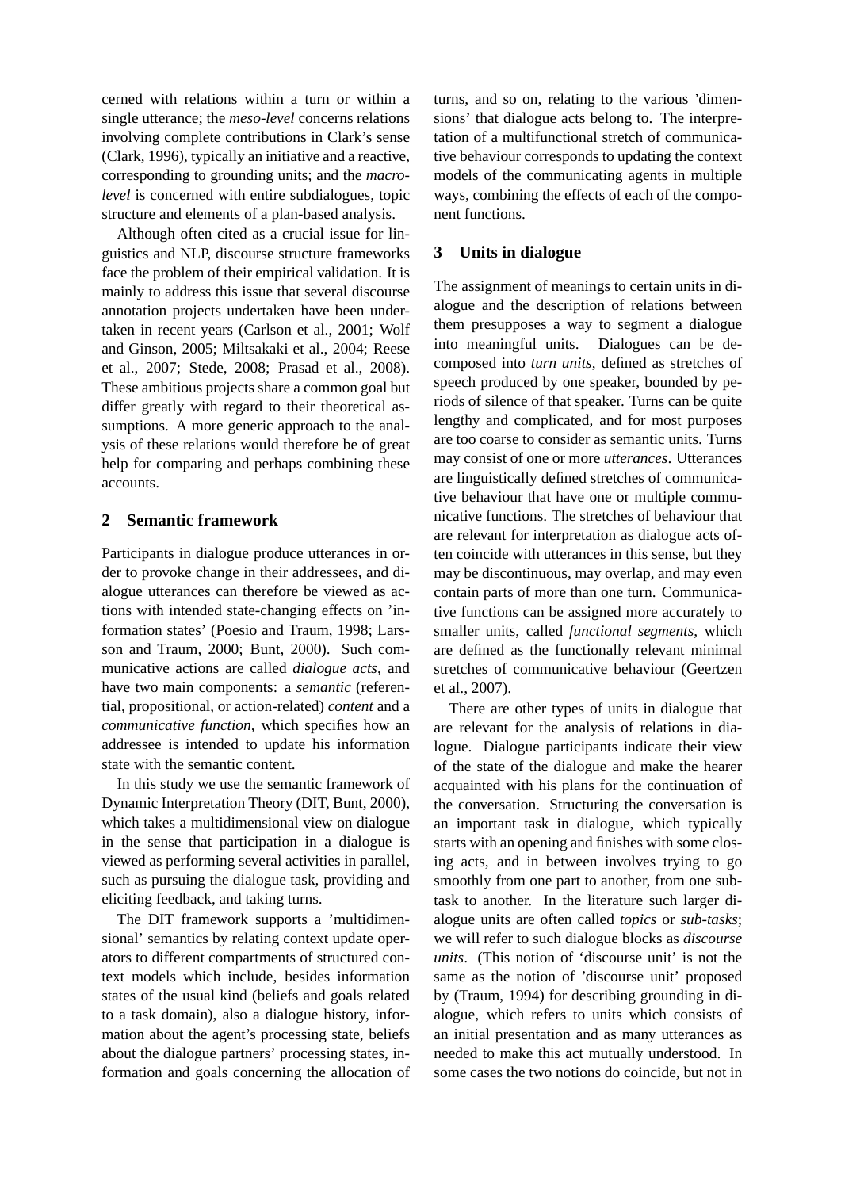cerned with relations within a turn or within a single utterance; the *meso-level* concerns relations involving complete contributions in Clark's sense (Clark, 1996), typically an initiative and a reactive, corresponding to grounding units; and the *macro-level* is concerned with entire subdialogues, topic structure and elements of a plan-based analysis.

Although often cited as a crucial issue for linguistics and NLP, discourse structure frameworks face the problem of their empirical validation. It is mainly to address this issue that several discourse annotation projects undertaken have been undertaken in recent years (Carlson et al., 2001; Wolf and Ginson, 2005; Miltsakaki et al., 2004; Reese et al., 2007; Stede, 2008; Prasad et al., 2008). These ambitious projects share a common goal but differ greatly with regard to their theoretical assumptions. A more generic approach to the analysis of these relations would therefore be of great help for comparing and perhaps combining these accounts.

## 2 Semantic framework

Participants in dialogue produce utterances in order to provoke change in their addressees, and dialogue utterances can therefore be viewed as actions with intended state-changing effects on 'information states' (Poesio and Traum, 1998; Larsson and Traum, 2000; Bunt, 2000). Such communicative actions are called *dialogue acts*, and have two main components: a *semantic* (referential, propositional, or action-related) *content* and a *communicative function*, which specifies how an addressee is intended to update his information state with the semantic content.

In this study we use the semantic framework of Dynamic Interpretation Theory (DIT, Bunt, 2000), which takes a multidimensional view on dialogue in the sense that participation in a dialogue is viewed as performing several activities in parallel, such as pursuing the dialogue task, providing and eliciting feedback, and taking turns.

The DIT framework supports a 'multidimensional' semantics by relating context update operators to different compartments of structured context models which include, besides information states of the usual kind (beliefs and goals related to a task domain), also a dialogue history, information about the agent's processing state, beliefs about the dialogue partners' processing states, information and goals concerning the allocation of turns, and so on, relating to the various 'dimensions' that dialogue acts belong to. The interpretation of a multifunctional stretch of communicative behaviour corresponds to updating the context models of the communicating agents in multiple ways, combining the effects of each of the component functions.

## 3 Units in dialogue

The assignment of meanings to certain units in dialogue and the description of relations between them presupposes a way to segment a dialogue into meaningful units. Dialogues can be decomposed into *turn units*, defined as stretches of speech produced by one speaker, bounded by periods of silence of that speaker. Turns can be quite lengthy and complicated, and for most purposes are too coarse to consider as semantic units. Turns may consist of one or more *utterances*. Utterances are linguistically defined stretches of communicative behaviour that have one or multiple communicative functions. The stretches of behaviour that are relevant for interpretation as dialogue acts often coincide with utterances in this sense, but they may be discontinuous, may overlap, and may even contain parts of more than one turn. Communicative functions can be assigned more accurately to smaller units, called *functional segments*, which are defined as the functionally relevant minimal stretches of communicative behaviour (Geertzen et al., 2007).

There are other types of units in dialogue that are relevant for the analysis of relations in dialogue. Dialogue participants indicate their view of the state of the dialogue and make the hearer acquainted with his plans for the continuation of the conversation. Structuring the conversation is an important task in dialogue, which typically starts with an opening and finishes with some closing acts, and in between involves trying to go smoothly from one part to another, from one subtask to another. In the literature such larger dialogue units are often called *topics* or *sub-tasks*; we will refer to such dialogue blocks as *discourse units*. (This notion of 'discourse unit' is not the same as the notion of 'discourse unit' proposed by (Traum, 1994) for describing grounding in dialogue, which refers to units which consists of an initial presentation and as many utterances as needed to make this act mutually understood. In some cases the two notions do coincide, but not in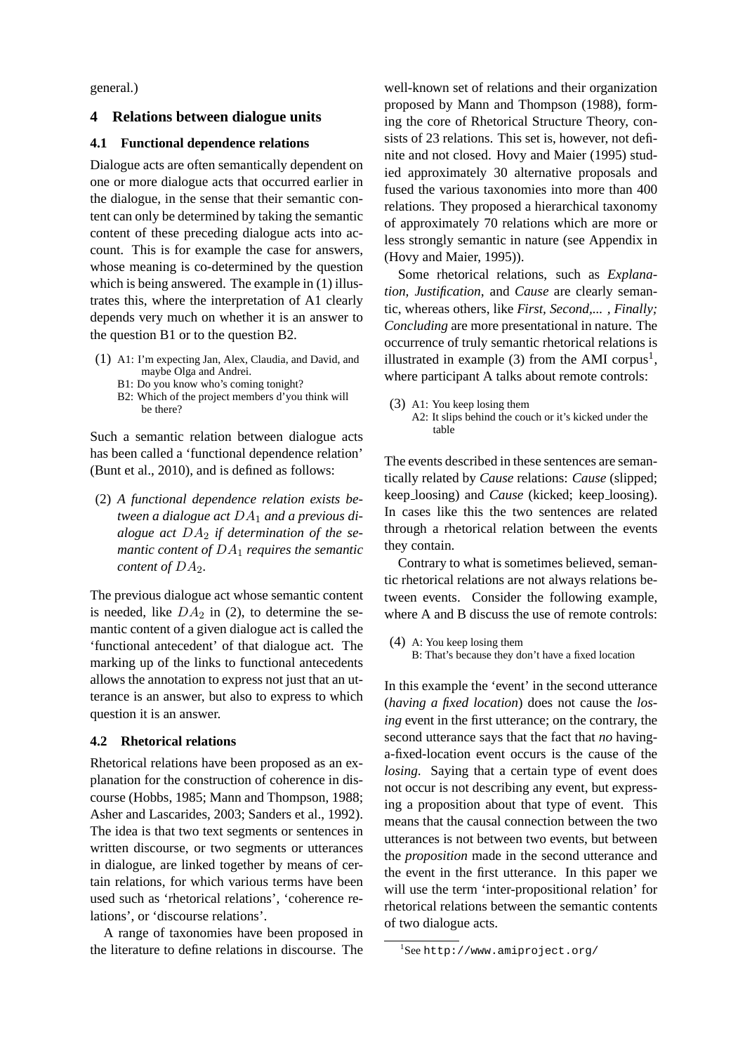general.)

## 4 Relations between dialogue units

### 4.1 Functional dependence relations

Dialogue acts are often semantically dependent on one or more dialogue acts that occurred earlier in the dialogue, in the sense that their semantic content can only be determined by taking the semantic content of these preceding dialogue acts into account. This is for example the case for answers, whose meaning is co-determined by the question which is being answered. The example in (1) illustrates this, where the interpretation of A1 clearly depends very much on whether it is an answer to the question B1 or to the question B2.

(1) A1: I'm expecting Jan, Alex, Claudia, and David, and maybe Olga and Andrei.
B1: Do you know who's coming tonight?
B2: Which of the project members d'you think will be there?

Such a semantic relation between dialogue acts has been called a 'functional dependence relation' (Bunt et al., 2010), and is defined as follows:

(2) *A functional dependence relation exists between a dialogue act $DA_1$ and a previous dialogue act $DA_2$ if determination of the semantic content of $DA_1$ requires the semantic content of $DA_2$.*

The previous dialogue act whose semantic content is needed, like $DA_2$ in (2), to determine the semantic content of a given dialogue act is called the 'functional antecedent' of that dialogue act. The marking up of the links to functional antecedents allows the annotation to express not just that an utterance is an answer, but also to express to which question it is an answer.

### 4.2 Rhetorical relations

Rhetorical relations have been proposed as an explanation for the construction of coherence in discourse (Hobbs, 1985; Mann and Thompson, 1988; Asher and Lascarides, 2003; Sanders et al., 1992). The idea is that two text segments or sentences in written discourse, or two segments or utterances in dialogue, are linked together by means of certain relations, for which various terms have been used such as 'rhetorical relations', 'coherence relations', or 'discourse relations'.

A range of taxonomies have been proposed in the literature to define relations in discourse. The well-known set of relations and their organization proposed by Mann and Thompson (1988), forming the core of Rhetorical Structure Theory, consists of 23 relations. This set is, however, not definite and not closed. Hovy and Maier (1995) studied approximately 30 alternative proposals and fused the various taxonomies into more than 400 relations. They proposed a hierarchical taxonomy of approximately 70 relations which are more or less strongly semantic in nature (see Appendix in (Hovy and Maier, 1995)).

Some rhetorical relations, such as *Explanation, Justification*, and *Cause* are clearly semantic, whereas others, like *First, Second,... , Finally; Concluding* are more presentational in nature. The occurrence of truly semantic rhetorical relations is illustrated in example (3) from the AMI corpus[1], where participant A talks about remote controls:

(3) A1: You keep losing them
A2: It slips behind the couch or it's kicked under the table

The events described in these sentences are semantically related by *Cause* relations: *Cause* (slipped; keep_loosing) and *Cause* (kicked; keep_loosing). In cases like this the two sentences are related through a rhetorical relation between the events they contain.

Contrary to what is sometimes believed, semantic rhetorical relations are not always relations between events. Consider the following example, where A and B discuss the use of remote controls:

(4) A: You keep losing them
B: That's because they don't have a fixed location

In this example the 'event' in the second utterance (*having a fixed location*) does not cause the *losing* event in the first utterance; on the contrary, the second utterance says that the fact that *no* having-a-fixed-location event occurs is the cause of the *losing*. Saying that a certain type of event does not occur is not describing any event, but expressing a proposition about that type of event. This means that the causal connection between the two utterances is not between two events, but between the *proposition* made in the second utterance and the event in the first utterance. In this paper we will use the term 'inter-propositional relation' for rhetorical relations between the semantic contents of two dialogue acts.

[1] See http://www.amiproject.org/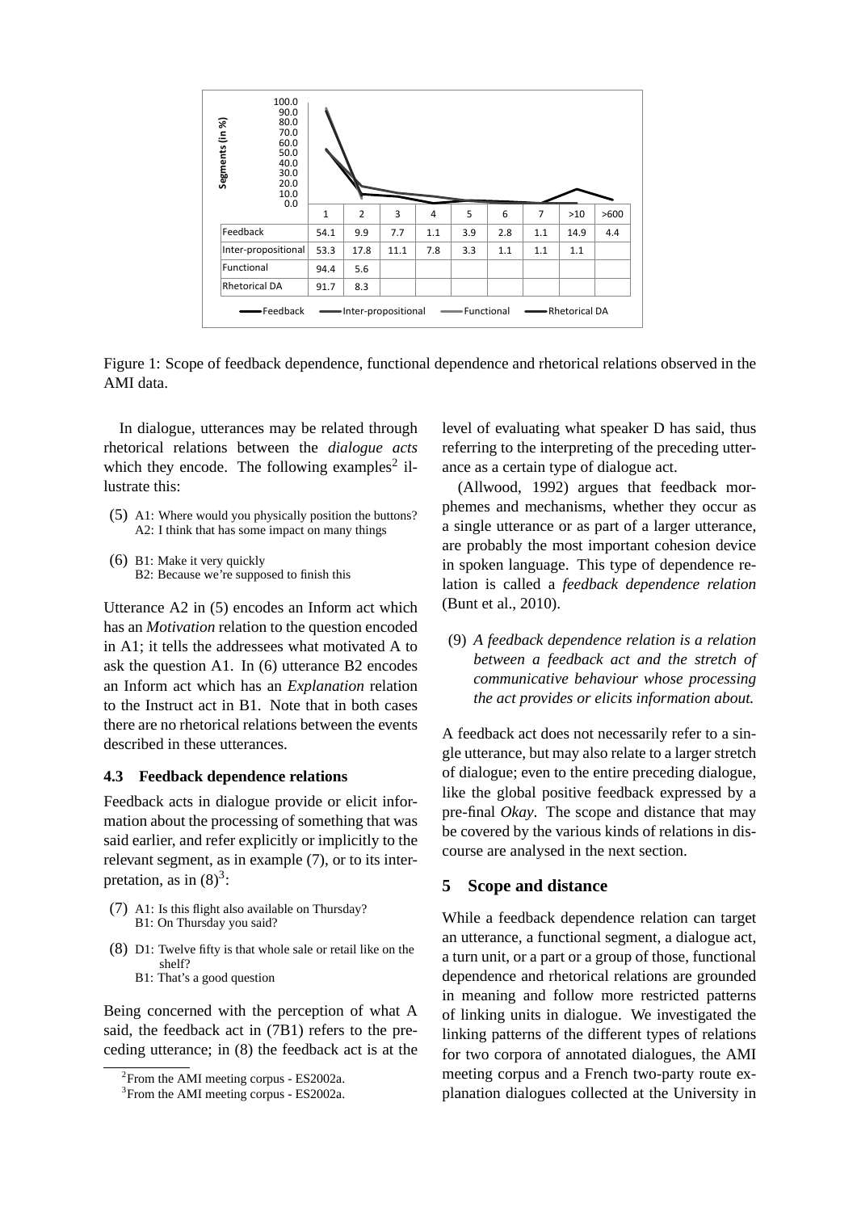| | 1 | 2 | 3 | 4 | 5 | 6 | 7 | >10 | >600 |
|---|---|---|---|---|---|---|---|---|---|
| Feedback | 54.1 | 9.9 | 7.7 | 1.1 | 3.9 | 2.8 | 1.1 | 14.9 | 4.4 |
| Inter-propositional | 53.3 | 17.8 | 11.1 | 7.8 | 3.3 | 1.1 | 1.1 | 1.1 | |
| Functional | 94.4 | 5.6 | | | | | | | |
| Rhetorical DA | 91.7 | 8.3 | | | | | | | |

Figure 1: Scope of feedback dependence, functional dependence and rhetorical relations observed in the AMI data.

In dialogue, utterances may be related through rhetorical relations between the *dialogue acts* which they encode. The following examples[2] illustrate this:

(5) A1: Where would you physically position the buttons?
A2: I think that has some impact on many things

(6) B1: Make it very quickly
B2: Because we're supposed to finish this

Utterance A2 in (5) encodes an Inform act which has an *Motivation* relation to the question encoded in A1; it tells the addressees what motivated A to ask the question A1. In (6) utterance B2 encodes an Inform act which has an *Explanation* relation to the Instruct act in B1. Note that in both cases there are no rhetorical relations between the events described in these utterances.

### 4.3 Feedback dependence relations

Feedback acts in dialogue provide or elicit information about the processing of something that was said earlier, and refer explicitly or implicitly to the relevant segment, as in example (7), or to its interpretation, as in (8)[3]:

(7) A1: Is this flight also available on Thursday?
B1: On Thursday you said?

(8) D1: Twelve fifty is that whole sale or retail like on the shelf?
B1: That's a good question

Being concerned with the perception of what A said, the feedback act in (7B1) refers to the preceding utterance; in (8) the feedback act is at the level of evaluating what speaker D has said, thus referring to the interpreting of the preceding utterance as a certain type of dialogue act.

(Allwood, 1992) argues that feedback morphemes and mechanisms, whether they occur as a single utterance or as part of a larger utterance, are probably the most important cohesion device in spoken language. This type of dependence relation is called a *feedback dependence relation* (Bunt et al., 2010).

(9) *A feedback dependence relation is a relation between a feedback act and the stretch of communicative behaviour whose processing the act provides or elicits information about.*

A feedback act does not necessarily refer to a single utterance, but may also relate to a larger stretch of dialogue; even to the entire preceding dialogue, like the global positive feedback expressed by a pre-final *Okay*. The scope and distance that may be covered by the various kinds of relations in discourse are analysed in the next section.

## 5 Scope and distance

While a feedback dependence relation can target an utterance, a functional segment, a dialogue act, a turn unit, or a part or a group of those, functional dependence and rhetorical relations are grounded in meaning and follow more restricted patterns of linking units in dialogue. We investigated the linking patterns of the different types of relations for two corpora of annotated dialogues, the AMI meeting corpus and a French two-party route explanation dialogues collected at the University in

[2] From the AMI meeting corpus - ES2002a.

[3] From the AMI meeting corpus - ES2002a.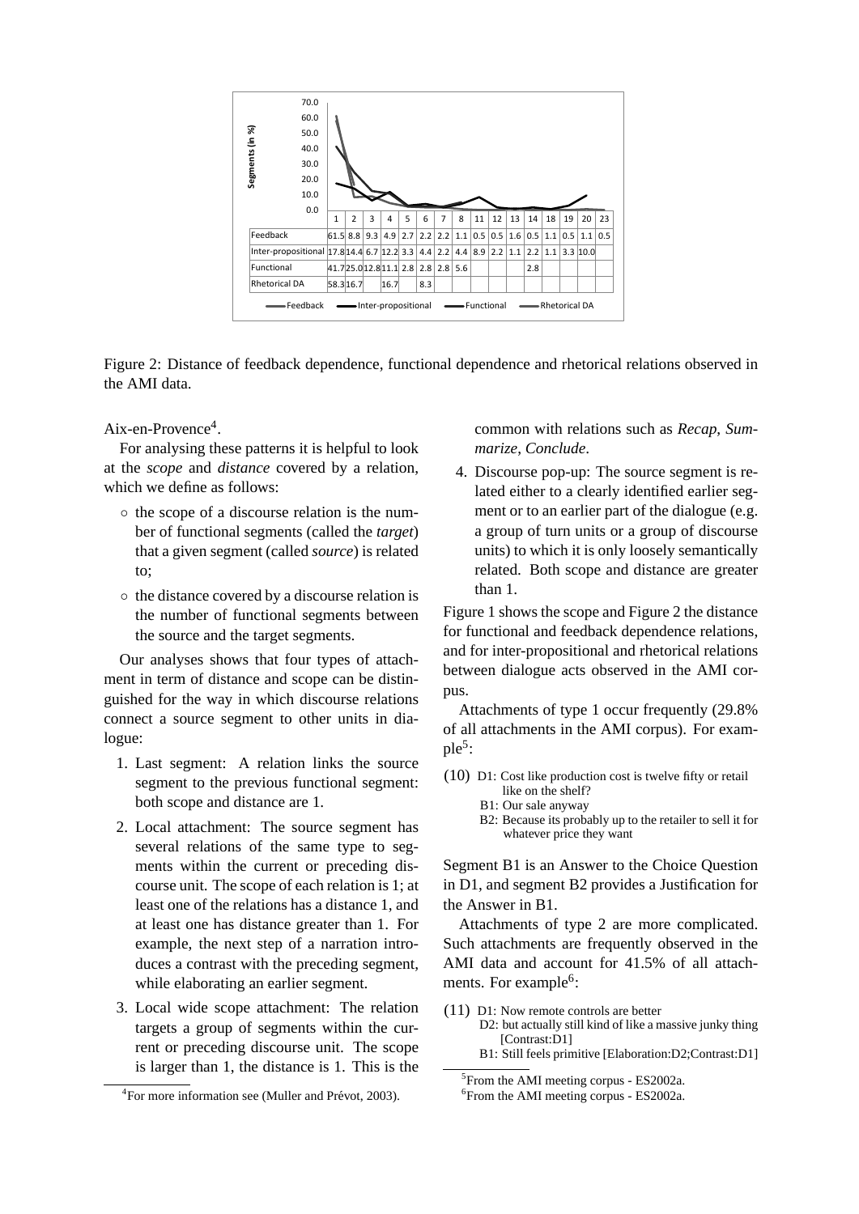| | 1 | 2 | 3 | 4 | 5 | 6 | 7 | 8 | 11 | 12 | 13 | 14 | 18 | 19 | 20 | 23 |
|---|---|---|---|---|---|---|---|---|---|---|---|---|---|---|---|---|
| Feedback | 61.5 | 8.8 | 9.3 | 4.9 | 2.7 | 2.2 | 2.2 | 1.1 | 0.5 | 0.5 | 1.6 | 0.5 | 1.1 | 0.5 | 1.1 | 0.5 |
| Inter-propositional | 17.8 | 14.4 | 6.7 | 12.2 | 3.3 | 4.4 | 2.2 | 4.4 | 8.9 | 2.2 | 1.1 | 2.2 | 1.1 | 3.3 | 10.0 | |
| Functional | 41.7 | 25.0 | 12.8 | 11.1 | 2.8 | 2.8 | 2.8 | 5.6 | | | | 2.8 | | | | |
| Rhetorical DA | 58.3 | 16.7 | | 16.7 | | 8.3 | | | | | | | | | | |

Figure 2: Distance of feedback dependence, functional dependence and rhetorical relations observed in the AMI data.

Aix-en-Provence[4].

For analysing these patterns it is helpful to look at the *scope* and *distance* covered by a relation, which we define as follows:

- the scope of a discourse relation is the number of functional segments (called the *target*) that a given segment (called *source*) is related to;
- the distance covered by a discourse relation is the number of functional segments between the source and the target segments.

Our analyses shows that four types of attachment in term of distance and scope can be distinguished for the way in which discourse relations connect a source segment to other units in dialogue:

1. Last segment: A relation links the source segment to the previous functional segment: both scope and distance are 1.
2. Local attachment: The source segment has several relations of the same type to segments within the current or preceding discourse unit. The scope of each relation is 1; at least one of the relations has a distance 1, and at least one has distance greater than 1. For example, the next step of a narration introduces a contrast with the preceding segment, while elaborating an earlier segment.
3. Local wide scope attachment: The relation targets a group of segments within the current or preceding discourse unit. The scope is larger than 1, the distance is 1. This is the common with relations such as *Recap*, *Summarize*, *Conclude*.
4. Discourse pop-up: The source segment is related either to a clearly identified earlier segment or to an earlier part of the dialogue (e.g. a group of turn units or a group of discourse units) to which it is only loosely semantically related. Both scope and distance are greater than 1.

Figure 1 shows the scope and Figure 2 the distance for functional and feedback dependence relations, and for inter-propositional and rhetorical relations between dialogue acts observed in the AMI corpus.

Attachments of type 1 occur frequently (29.8% of all attachments in the AMI corpus). For example[5]:

(10) D1: Cost like production cost is twelve fifty or retail like on the shelf?
 B1: Our sale anyway
 B2: Because its probably up to the retailer to sell it for whatever price they want

Segment B1 is an Answer to the Choice Question in D1, and segment B2 provides a Justification for the Answer in B1.

Attachments of type 2 are more complicated. Such attachments are frequently observed in the AMI data and account for 41.5% of all attachments. For example[6]:

(11) D1: Now remote controls are better
 D2: but actually still kind of like a massive junky thing [Contrast:D1]
 B1: Still feels primitive [Elaboration:D2;Contrast:D1]

[4] For more information see (Muller and Prévot, 2003).

[5] From the AMI meeting corpus - ES2002a.

[6] From the AMI meeting corpus - ES2002a.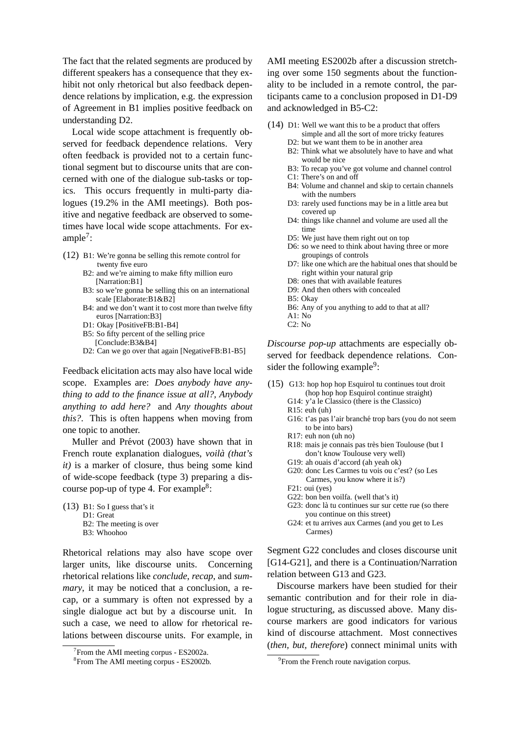The fact that the related segments are produced by different speakers has a consequence that they exhibit not only rhetorical but also feedback dependence relations by implication, e.g. the expression of Agreement in B1 implies positive feedback on understanding D2.

Local wide scope attachment is frequently observed for feedback dependence relations. Very often feedback is provided not to a certain functional segment but to discourse units that are concerned with one of the dialogue sub-tasks or topics. This occurs frequently in multi-party dialogues (19.2% in the AMI meetings). Both positive and negative feedback are observed to sometimes have local wide scope attachments. For example[7]:

(12) B1: We're gonna be selling this remote control for twenty five euro
B2: and we're aiming to make fifty million euro [Narration:B1]
B3: so we're gonna be selling this on an international scale [Elaborate:B1&B2]
B4: and we don't want it to cost more than twelve fifty euros [Narration:B3]
D1: Okay [PositiveFB:B1-B4]
B5: So fifty percent of the selling price [Conclude:B3&B4]
D2: Can we go over that again [NegativeFB:B1-B5]

Feedback elicitation acts may also have local wide scope. Examples are: *Does anybody have anything to add to the finance issue at all?*, *Anybody anything to add here?* and *Any thoughts about this?*. This is often happens when moving from one topic to another.

Muller and Prévot (2003) have shown that in French route explanation dialogues, *voilà (that's it)* is a marker of closure, thus being some kind of wide-scope feedback (type 3) preparing a discourse pop-up of type 4. For example[8]:

(13) B1: So I guess that's it
D1: Great
B2: The meeting is over
B3: Whoohoo

Rhetorical relations may also have scope over larger units, like discourse units. Concerning rhetorical relations like *conclude*, *recap*, and *summary*, it may be noticed that a conclusion, a recap, or a summary is often not expressed by a single dialogue act but by a discourse unit. In such a case, we need to allow for rhetorical relations between discourse units. For example, in AMI meeting ES2002b after a discussion stretching over some 150 segments about the functionality to be included in a remote control, the participants came to a conclusion proposed in D1-D9 and acknowledged in B5-C2:

(14) D1: Well we want this to be a product that offers simple and all the sort of more tricky features
D2: but we want them to be in another area
B2: Think what we absolutely have to have and what would be nice
B3: To recap you've got volume and channel control
C1: There's on and off
B4: Volume and channel and skip to certain channels with the numbers
D3: rarely used functions may be in a little area but covered up
D4: things like channel and volume are used all the time
D5: We just have them right out on top
D6: so we need to think about having three or more groupings of controls
D7: like one which are the habitual ones that should be right within your natural grip
D8: ones that with available features
D9: And then others with concealed
B5: Okay
B6: Any of you anything to add to that at all?
A1: No
C2: No

*Discourse pop-up* attachments are especially observed for feedback dependence relations. Consider the following example[9]:

(15) G13: hop hop hop Esquirol tu continues tout droit (hop hop hop Esquirol continue straight)
G14: y'a le Classico (there is the Classico)
R15: euh (uh)
G16: t'as pas l'air branché trop bars (you do not seem to be into bars)
R17: euh non (uh no)
R18: mais je connais pas très bien Toulouse (but I don't know Toulouse very well)
G19: ah ouais d'accord (ah yeah ok)
G20: donc Les Carmes tu vois ou c'est? (so Les Carmes, you know where it is?)
F21: oui (yes)
G22: bon ben voilfa. (well that's it)
G23: donc là tu continues sur sur cette rue (so there you continue on this street)
G24: et tu arrives aux Carmes (and you get to Les Carmes)

Segment G22 concludes and closes discourse unit [G14-G21], and there is a Continuation/Narration relation between G13 and G23.

Discourse markers have been studied for their semantic contribution and for their role in dialogue structuring, as discussed above. Many discourse markers are good indicators for various kind of discourse attachment. Most connectives (*then, but, therefore*) connect minimal units with

[7] From the AMI meeting corpus - ES2002a.

[8] From The AMI meeting corpus - ES2002b.

[9] From the French route navigation corpus.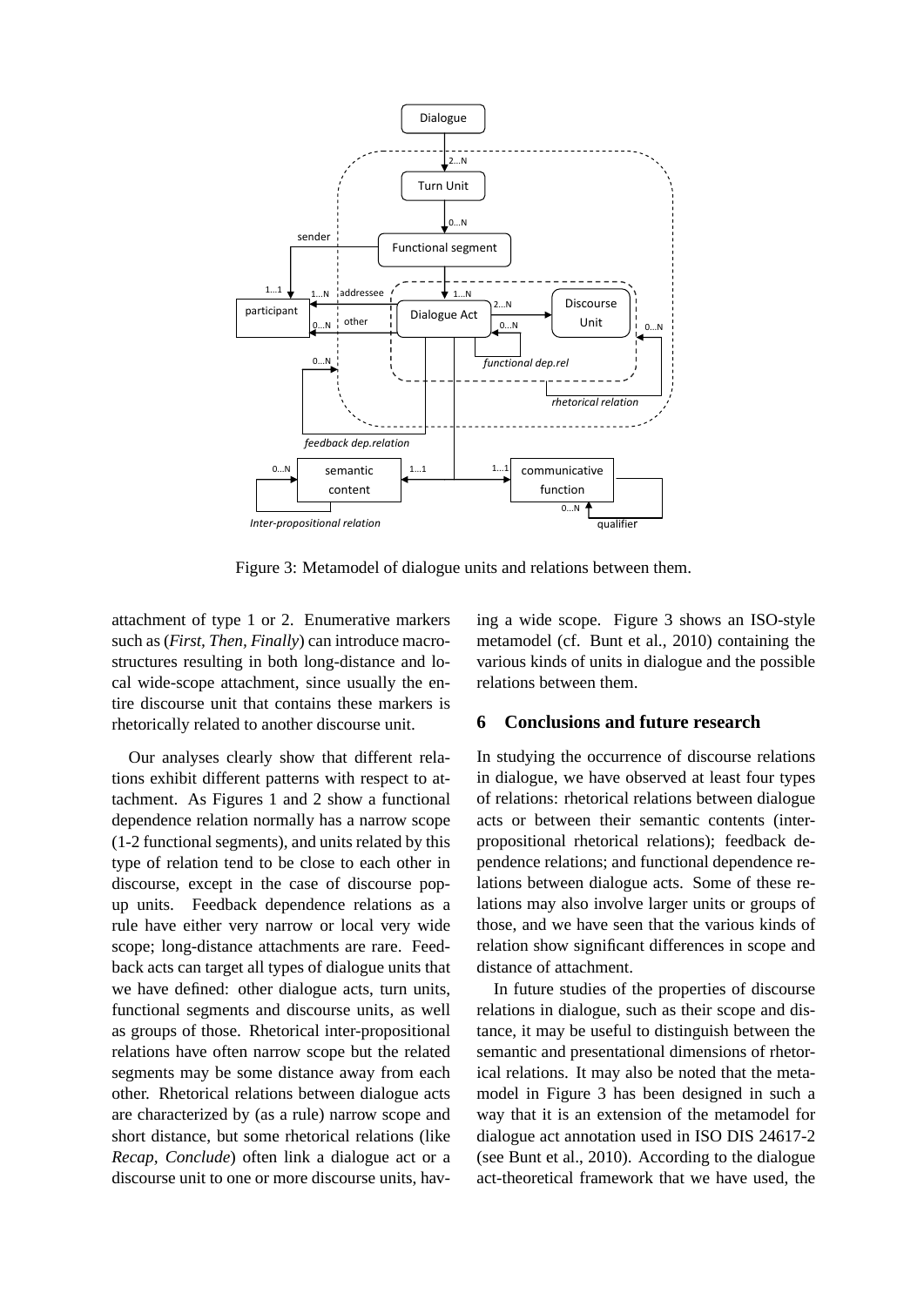Figure 3: Metamodel of dialogue units and relations between them.

attachment of type 1 or 2. Enumerative markers such as (*First, Then, Finally*) can introduce macrostructures resulting in both long-distance and local wide-scope attachment, since usually the entire discourse unit that contains these markers is rhetorically related to another discourse unit.

Our analyses clearly show that different relations exhibit different patterns with respect to attachment. As Figures 1 and 2 show a functional dependence relation normally has a narrow scope (1-2 functional segments), and units related by this type of relation tend to be close to each other in discourse, except in the case of discourse popup units. Feedback dependence relations as a rule have either very narrow or local very wide scope; long-distance attachments are rare. Feedback acts can target all types of dialogue units that we have defined: other dialogue acts, turn units, functional segments and discourse units, as well as groups of those. Rhetorical inter-propositional relations have often narrow scope but the related segments may be some distance away from each other. Rhetorical relations between dialogue acts are characterized by (as a rule) narrow scope and short distance, but some rhetorical relations (like *Recap*, *Conclude*) often link a dialogue act or a discourse unit to one or more discourse units, having a wide scope. Figure 3 shows an ISO-style metamodel (cf. Bunt et al., 2010) containing the various kinds of units in dialogue and the possible relations between them.

## 6 Conclusions and future research

In studying the occurrence of discourse relations in dialogue, we have observed at least four types of relations: rhetorical relations between dialogue acts or between their semantic contents (inter-propositional rhetorical relations); feedback dependence relations; and functional dependence relations between dialogue acts. Some of these relations may also involve larger units or groups of those, and we have seen that the various kinds of relation show significant differences in scope and distance of attachment.

In future studies of the properties of discourse relations in dialogue, such as their scope and distance, it may be useful to distinguish between the semantic and presentational dimensions of rhetorical relations. It may also be noted that the metamodel in Figure 3 has been designed in such a way that it is an extension of the metamodel for dialogue act annotation used in ISO DIS 24617-2 (see Bunt et al., 2010). According to the dialogue act-theoretical framework that we have used, the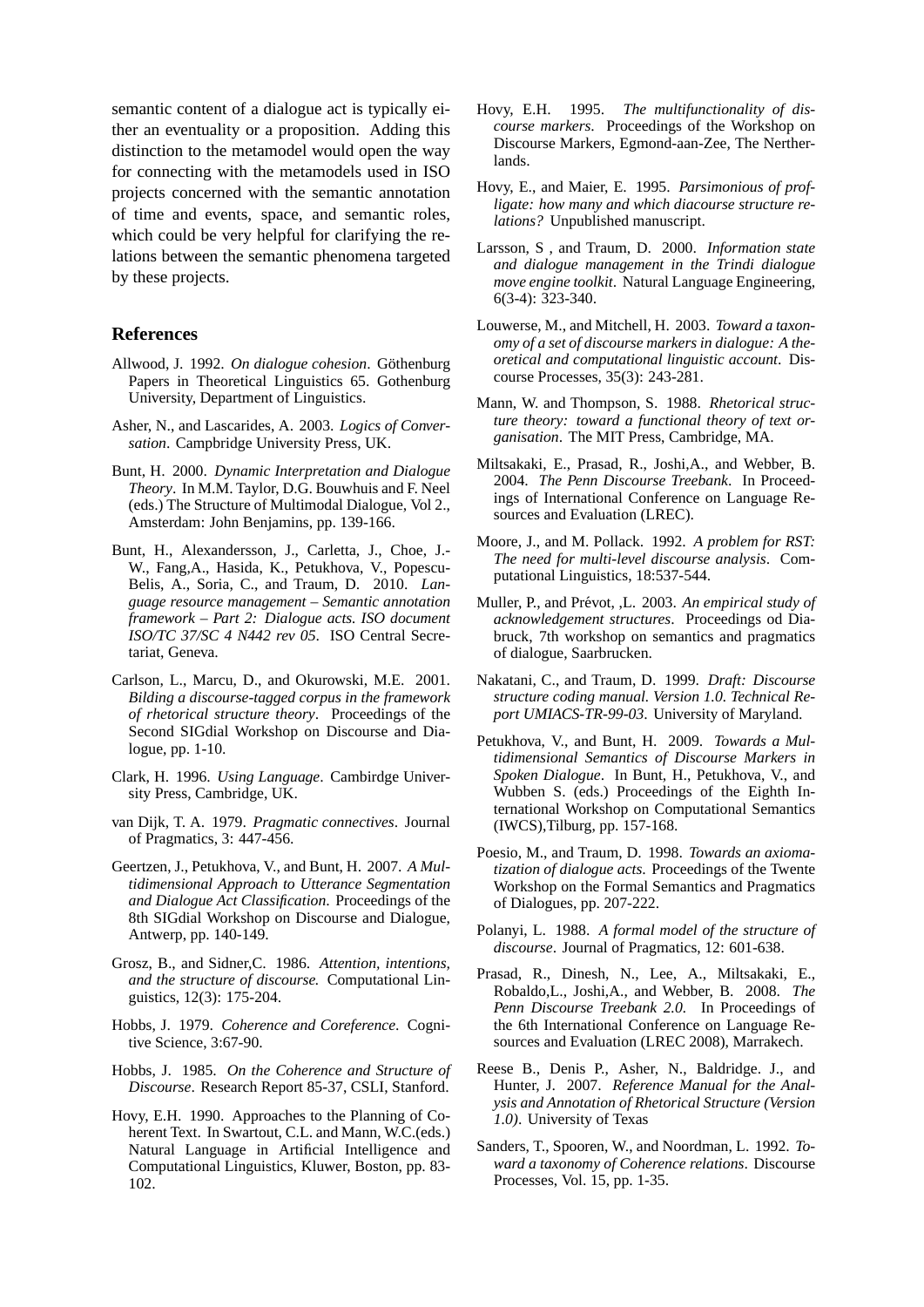semantic content of a dialogue act is typically either an eventuality or a proposition. Adding this distinction to the metamodel would open the way for connecting with the metamodels used in ISO projects concerned with the semantic annotation of time and events, space, and semantic roles, which could be very helpful for clarifying the relations between the semantic phenomena targeted by these projects.

## References

Allwood, J. 1992. *On dialogue cohesion*. Göthenburg Papers in Theoretical Linguistics 65. Gothenburg University, Department of Linguistics.

Asher, N., and Lascarides, A. 2003. *Logics of Conversation*. Campbridge University Press, UK.

Bunt, H. 2000. *Dynamic Interpretation and Dialogue Theory*. In M.M. Taylor, D.G. Bouwhuis and F. Neel (eds.) The Structure of Multimodal Dialogue, Vol 2., Amsterdam: John Benjamins, pp. 139-166.

Bunt, H., Alexandersson, J., Carletta, J., Choe, J.-W., Fang,A., Hasida, K., Petukhova, V., Popescu-Belis, A., Soria, C., and Traum, D. 2010. *Language resource management – Semantic annotation framework – Part 2: Dialogue acts. ISO document ISO/TC 37/SC 4 N442 rev 05*. ISO Central Secretariat, Geneva.

Carlson, L., Marcu, D., and Okurowski, M.E. 2001. *Bilding a discourse-tagged corpus in the framework of rhetorical structure theory*. Proceedings of the Second SIGdial Workshop on Discourse and Dialogue, pp. 1-10.

Clark, H. 1996. *Using Language*. Cambirdge University Press, Cambridge, UK.

van Dijk, T. A. 1979. *Pragmatic connectives*. Journal of Pragmatics, 3: 447-456.

Geertzen, J., Petukhova, V., and Bunt, H. 2007. *A Multidimensional Approach to Utterance Segmentation and Dialogue Act Classification*. Proceedings of the 8th SIGdial Workshop on Discourse and Dialogue, Antwerp, pp. 140-149.

Grosz, B., and Sidner,C. 1986. *Attention, intentions, and the structure of discourse.* Computational Linguistics, 12(3): 175-204.

Hobbs, J. 1979. *Coherence and Coreference*. Cognitive Science, 3:67-90.

Hobbs, J. 1985. *On the Coherence and Structure of Discourse*. Research Report 85-37, CSLI, Stanford.

Hovy, E.H. 1990. Approaches to the Planning of Coherent Text. In Swartout, C.L. and Mann, W.C.(eds.) Natural Language in Artificial Intelligence and Computational Linguistics, Kluwer, Boston, pp. 83-102.

Hovy, E.H. 1995. *The multifunctionality of discourse markers*. Proceedings of the Workshop on Discourse Markers, Egmond-aan-Zee, The Nertherlands.

Hovy, E., and Maier, E. 1995. *Parsimonious of profligate: how many and which diacourse structure relations?* Unpublished manuscript.

Larsson, S , and Traum, D. 2000. *Information state and dialogue management in the Trindi dialogue move engine toolkit*. Natural Language Engineering, 6(3-4): 323-340.

Louwerse, M., and Mitchell, H. 2003. *Toward a taxonomy of a set of discourse markers in dialogue: A theoretical and computational linguistic account*. Discourse Processes, 35(3): 243-281.

Mann, W. and Thompson, S. 1988. *Rhetorical structure theory: toward a functional theory of text organisation*. The MIT Press, Cambridge, MA.

Miltsakaki, E., Prasad, R., Joshi,A., and Webber, B. 2004. *The Penn Discourse Treebank*. In Proceedings of International Conference on Language Resources and Evaluation (LREC).

Moore, J., and M. Pollack. 1992. *A problem for RST: The need for multi-level discourse analysis*. Computational Linguistics, 18:537-544.

Muller, P., and Prévot, ,L. 2003. *An empirical study of acknowledgement structures*. Proceedings od Diabruck, 7th workshop on semantics and pragmatics of dialogue, Saarbrucken.

Nakatani, C., and Traum, D. 1999. *Draft: Discourse structure coding manual. Version 1.0. Technical Report UMIACS-TR-99-03*. University of Maryland.

Petukhova, V., and Bunt, H. 2009. *Towards a Multidimensional Semantics of Discourse Markers in Spoken Dialogue*. In Bunt, H., Petukhova, V., and Wubben S. (eds.) Proceedings of the Eighth International Workshop on Computational Semantics (IWCS),Tilburg, pp. 157-168.

Poesio, M., and Traum, D. 1998. *Towards an axiomatization of dialogue acts*. Proceedings of the Twente Workshop on the Formal Semantics and Pragmatics of Dialogues, pp. 207-222.

Polanyi, L. 1988. *A formal model of the structure of discourse*. Journal of Pragmatics, 12: 601-638.

Prasad, R., Dinesh, N., Lee, A., Miltsakaki, E., Robaldo,L., Joshi,A., and Webber, B. 2008. *The Penn Discourse Treebank 2.0.* In Proceedings of the 6th International Conference on Language Resources and Evaluation (LREC 2008), Marrakech.

Reese B., Denis P., Asher, N., Baldridge. J., and Hunter, J. 2007. *Reference Manual for the Analysis and Annotation of Rhetorical Structure (Version 1.0)*. University of Texas

Sanders, T., Spooren, W., and Noordman, L. 1992. *Toward a taxonomy of Coherence relations*. Discourse Processes, Vol. 15, pp. 1-35.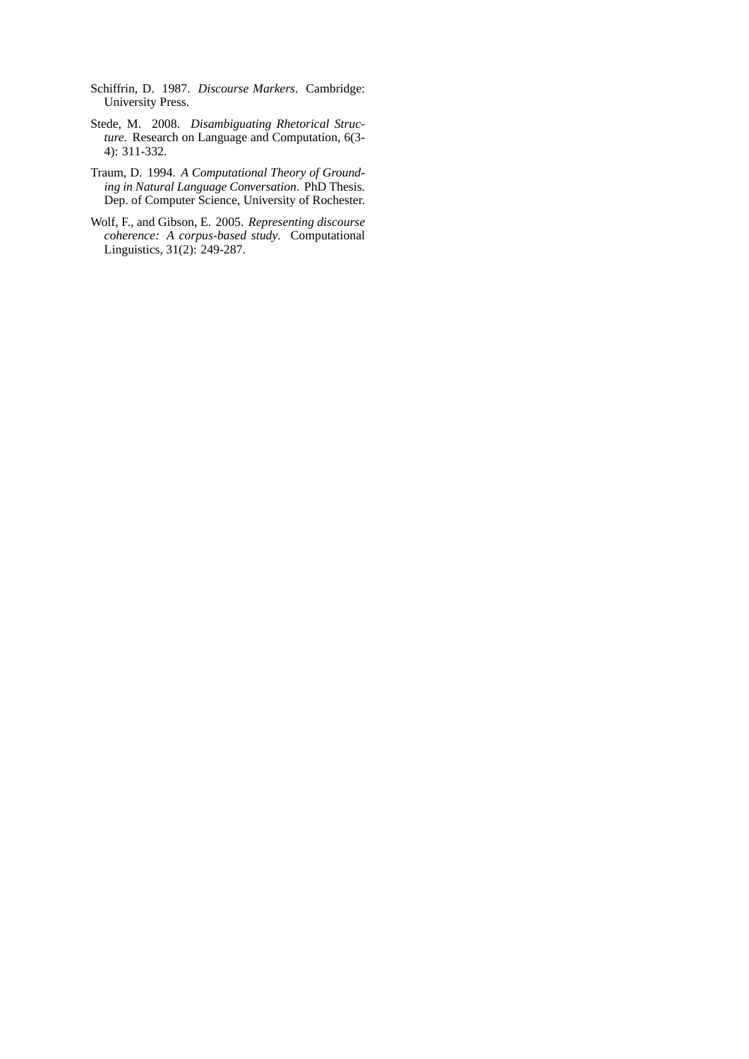Schiffrin, D. 1987. *Discourse Markers*. Cambridge: University Press.

Stede, M. 2008. *Disambiguating Rhetorical Structure*. Research on Language and Computation, 6(3-4): 311-332.

Traum, D. 1994. *A Computational Theory of Grounding in Natural Language Conversation*. PhD Thesis. Dep. of Computer Science, University of Rochester.

Wolf, F., and Gibson, E. 2005. *Representing discourse coherence: A corpus-based study*. Computational Linguistics, 31(2): 249-287.